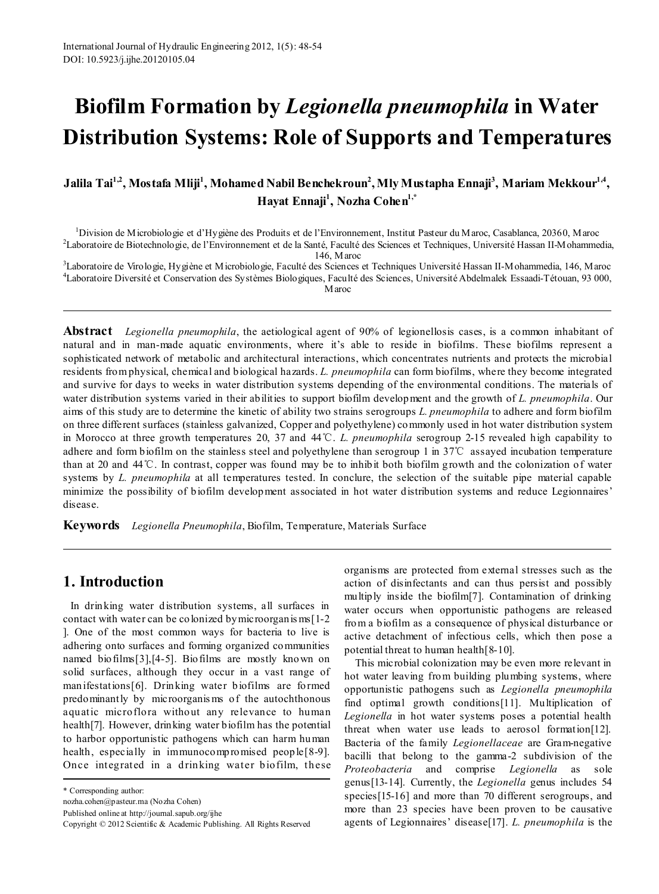# Biofilm Formation by *Legionella pneumophila* in Water Distribution Systems: Role of Supports and Temperatures

**Jalila Tai[1,2], Mostafa Mliji[1], Mohamed Nabil Benchekroun[2], Mly Mustapha Ennaji[3], Mariam Mekkour[1,4], Hayat Ennaji[1], Nozha Cohen[1,*]**

[1]Division de Microbiologie et d'Hygiène des Produits et de l'Environnement, Institut Pasteur du Maroc, Casablanca, 20360, Maroc
[2]Laboratoire de Biotechnologie, de l'Environnement et de la Santé, Faculté des Sciences et Techniques, Université Hassan II-Mohammedia, 146, Maroc
[3]Laboratoire de Virologie, Hygiène et Microbiologie, Faculté des Sciences et Techniques Université Hassan II-Mohammedia, 146, Maroc
[4]Laboratoire Diversité et Conservation des Systèmes Biologiques, Faculté des Sciences, Université Abdelmalek Essaadi-Tétouan, 93 000, Maroc

---

**Abstract** *Legionella pneumophila*, the aetiological agent of 90% of legionellosis cases, is a common inhabitant of natural and in man-made aquatic environments, where it's able to reside in biofilms. These biofilms represent a sophisticated network of metabolic and architectural interactions, which concentrates nutrients and protects the microbial residents from physical, chemical and biological hazards. *L. pneumophila* can form biofilms, where they become integrated and survive for days to weeks in water distribution systems depending of the environmental conditions. The materials of water distribution systems varied in their abilities to support biofilm development and the growth of *L. pneumophila*. Our aims of this study are to determine the kinetic of ability two strains serogroups *L. pneumophila* to adhere and form biofilm on three different surfaces (stainless galvanized, Copper and polyethylene) commonly used in hot water distribution system in Morocco at three growth temperatures 20, 37 and 44℃. *L. pneumophila* serogroup 2-15 revealed high capability to adhere and form biofilm on the stainless steel and polyethylene than serogroup 1 in 37℃ assayed incubation temperature than at 20 and 44℃. In contrast, copper was found may be to inhibit both biofilm growth and the colonization of water systems by *L. pneumophila* at all temperatures tested. In conclure, the selection of the suitable pipe material capable minimize the possibility of biofilm development associated in hot water distribution systems and reduce Legionnaires' disease.

**Keywords** *Legionella Pneumophila*, Biofilm, Temperature, Materials Surface

---

## 1. Introduction

In drinking water distribution systems, all surfaces in contact with water can be colonized by microorganisms[1-2]. One of the most common ways for bacteria to live is adhering onto surfaces and forming organized communities named biofilms[3],[4-5]. Biofilms are mostly known on solid surfaces, although they occur in a vast range of manifestations[6]. Drinking water biofilms are formed predominantly by microorganisms of the autochthonous aquatic microflora without any relevance to human health[7]. However, drinking water biofilm has the potential to harbor opportunistic pathogens which can harm human health, especially in immunocompromised people[8-9]. Once integrated in a drinking water biofilm, these organisms are protected from external stresses such as the action of disinfectants and can thus persist and possibly multiply inside the biofilm[7]. Contamination of drinking water occurs when opportunistic pathogens are released from a biofilm as a consequence of physical disturbance or active detachment of infectious cells, which then pose a potential threat to human health[8-10].

This microbial colonization may be even more relevant in hot water leaving from building plumbing systems, where opportunistic pathogens such as *Legionella pneumophila* find optimal growth conditions[11]. Multiplication of *Legionella* in hot water systems poses a potential health threat when water use leads to aerosol formation[12]. Bacteria of the family *Legionellaceae* are Gram-negative bacilli that belong to the gamma-2 subdivision of the *Proteobacteria* and comprise *Legionella* as sole genus[13-14]. Currently, the *Legionella* genus includes 54 species[15-16] and more than 70 different serogroups, and more than 23 species have been proven to be causative agents of Legionnaires' disease[17]. *L. pneumophila* is the

---

\* Corresponding author:
nozha.cohen@pasteur.ma (Nozha Cohen)
Published online at http://journal.sapub.org/ijhe
Copyright © 2012 Scientific & Academic Publishing. All Rights Reserved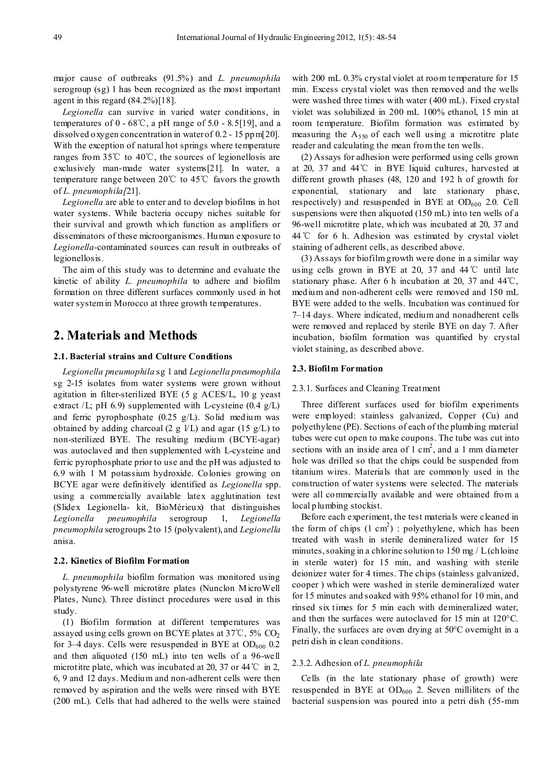major cause of outbreaks (91.5%) and *L. pneumophila* serogroup (sg) 1 has been recognized as the most important agent in this regard (84.2%)[18].

*Legionella* can survive in varied water conditions, in temperatures of 0 - 68℃, a pH range of 5.0 - 8.5[19], and a dissolved oxygen concentration in water of 0.2 - 15 ppm[20]. With the exception of natural hot springs where temperature ranges from 35℃ to 40℃, the sources of legionellosis are exclusively man-made water systems[21]. In water, a temperature range between 20℃ to 45℃ favors the growth of *L. pneumophila*[21].

*Legionella* are able to enter and to develop biofilms in hot water systems. While bacteria occupy niches suitable for their survival and growth which function as amplifiers or disseminators of these microorganismes. Human exposure to *Legionella*-contaminated sources can result in outbreaks of legionellosis.

The aim of this study was to determine and evaluate the kinetic of ability *L. pneumophila* to adhere and biofilm formation on three different surfaces commonly used in hot water system in Morocco at three growth temperatures.

# 2. Materials and Methods

### 2.1. Bacterial strains and Culture Conditions

*Legionella pneumophila* sg 1 and *Legionella pneumophila* sg 2-15 isolates from water systems were grown without agitation in filter-sterilized BYE (5 g ACES/L, 10 g yeast extract /L; pH 6.9) supplemented with L-cysteine (0.4 g/L) and ferric pyrophosphate (0.25 g/L). Solid medium was obtained by adding charcoal (2 g l/L) and agar (15 g/L) to non-sterilized BYE. The resulting medium (BCYE-agar) was autoclaved and then supplemented with L-cysteine and ferric pyrophosphate prior to use and the pH was adjusted to 6.9 with 1 M potassium hydroxide. Colonies growing on BCYE agar were definitively identified as *Legionella* spp. using a commercially available latex agglutination test (Slidex Legionella- kit, BioMérieux) that distinguishes *Legionella pneumophila* serogroup 1, *Legionella pneumophila* serogroups 2 to 15 (polyvalent), and *Legionella* anisa.

### 2.2. Kinetics of Biofilm Formation

*L. pneumophila* biofilm formation was monitored using polystyrene 96-well microtitre plates (Nunclon MicroWell Plates, Nunc). Three distinct procedures were used in this study.

(1) Biofilm formation at different temperatures was assayed using cells grown on BCYE plates at 37℃, 5% $CO_2$ for 3–4 days. Cells were resuspended in BYE at $OD_{600}$ 0.2 and then aliquoted (150 mL) into ten wells of a 96-well microtitre plate, which was incubated at 20, 37 or 44℃ in 2, 6, 9 and 12 days. Medium and non-adherent cells were then removed by aspiration and the wells were rinsed with BYE (200 mL). Cells that had adhered to the wells were stained with 200 mL 0.3% crystal violet at room temperature for 15 min. Excess crystal violet was then removed and the wells were washed three times with water (400 mL). Fixed crystal violet was solubilized in 200 mL 100% ethanol, 15 min at room temperature. Biofilm formation was estimated by measuring the $A_{550}$ of each well using a microtitre plate reader and calculating the mean from the ten wells.

(2) Assays for adhesion were performed using cells grown at 20, 37 and 44℃ in BYE liquid cultures, harvested at different growth phases (48, 120 and 192 h of growth for exponential, stationary and late stationary phase, respectively) and resuspended in BYE at $OD_{600}$ 2.0. Cell suspensions were then aliquoted (150 mL) into ten wells of a 96-well microtitre plate, which was incubated at 20, 37 and 44℃ for 6 h. Adhesion was estimated by crystal violet staining of adherent cells, as described above.

(3) Assays for biofilm growth were done in a similar way using cells grown in BYE at 20, 37 and 44℃ until late stationary phase. After 6 h incubation at 20, 37 and 44℃, medium and non-adherent cells were removed and 150 mL BYE were added to the wells. Incubation was continued for 7–14 days. Where indicated, medium and nonadherent cells were removed and replaced by sterile BYE on day 7. After incubation, biofilm formation was quantified by crystal violet staining, as described above.

### 2.3. Biofilm Formation

#### 2.3.1. Surfaces and Cleaning Treatment

Three different surfaces used for biofilm experiments were employed: stainless galvanized, Copper (Cu) and polyethylene (PE). Sections of each of the plumbing material tubes were cut open to make coupons. The tube was cut into sections with an inside area of 1 $cm^2$, and a 1 mm diameter hole was drilled so that the chips could be suspended from titanium wires. Materials that are commonly used in the construction of water systems were selected. The materials were all commercially available and were obtained from a local plumbing stockist.

Before each experiment, the test materials were cleaned in the form of chips (1 $cm^2$) : polyethylene, which has been treated with wash in sterile demineralized water for 15 minutes, soaking in a chlorine solution to 150 mg / L (chloine in sterile water) for 15 min, and washing with sterile deionizer water for 4 times. The chips (stainless galvanized, cooper ) which were washed in sterile demineralized water for 15 minutes and soaked with 95% ethanol for 10 min, and rinsed six times for 5 min each with demineralized water, and then the surfaces were autoclaved for 15 min at 120°C. Finally, the surfaces are oven drying at 50°C overnight in a petri dish in clean conditions.

#### 2.3.2. Adhesion of *L. pneumophila*

Cells (in the late stationary phase of growth) were resuspended in BYE at $OD_{600}$ 2. Seven milliliters of the bacterial suspension was poured into a petri dish (55-mm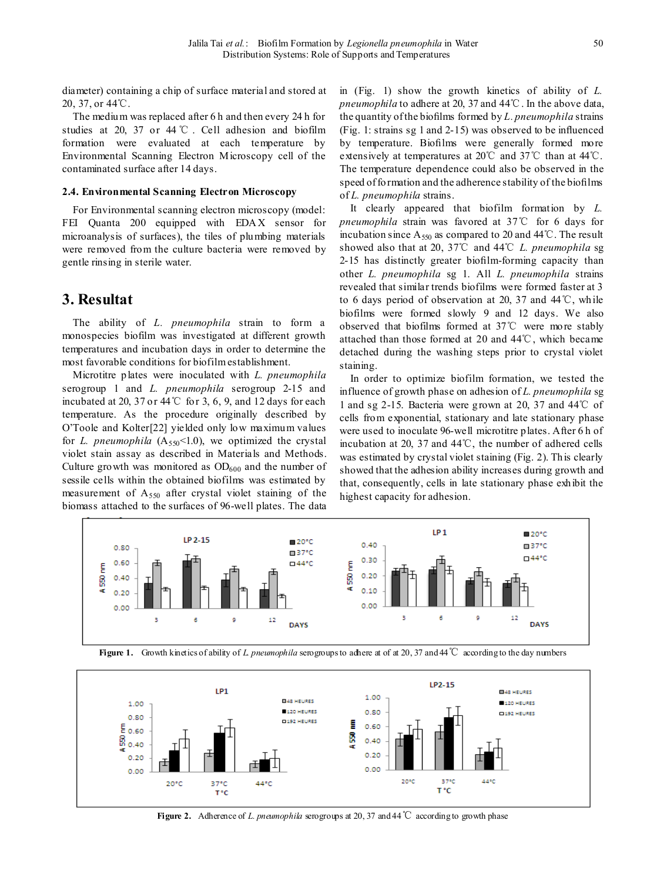diameter) containing a chip of surface material and stored at 20, 37, or 44℃.

The medium was replaced after 6 h and then every 24 h for studies at 20, 37 or 44℃. Cell adhesion and biofilm formation were evaluated at each temperature by Environmental Scanning Electron Microscopy cell of the contaminated surface after 14 days.

### 2.4. Environmental Scanning Electron Microscopy

For Environmental scanning electron microscopy (model: FEI Quanta 200 equipped with EDAX sensor for microanalysis of surfaces), the tiles of plumbing materials were removed from the culture bacteria were removed by gentle rinsing in sterile water.

## 3. Resultat

The ability of *L. pneumophila* strain to form a monospecies biofilm was investigated at different growth temperatures and incubation days in order to determine the most favorable conditions for biofilm establishment.

Microtitre plates were inoculated with *L. pneumophila* serogroup 1 and *L. pneumophila* serogroup 2-15 and incubated at 20, 37 or 44℃ for 3, 6, 9, and 12 days for each temperature. As the procedure originally described by O'Toole and Kolter[22] yielded only low maximum values for *L. pneumophila* ($A_{550}$<1.0), we optimized the crystal violet stain assay as described in Materials and Methods. Culture growth was monitored as $OD_{600}$ and the number of sessile cells within the obtained biofilms was estimated by measurement of $A_{550}$ after crystal violet staining of the biomass attached to the surfaces of 96-well plates. The data in (Fig. 1) show the growth kinetics of ability of *L. pneumophila* to adhere at 20, 37 and 44℃. In the above data, the quantity of the biofilms formed by *L. pneumophila* strains (Fig. 1: strains sg 1 and 2-15) was observed to be influenced by temperature. Biofilms were generally formed more extensively at temperatures at 20℃ and 37℃ than at 44℃. The temperature dependence could also be observed in the speed of formation and the adherence stability of the biofilms of *L. pneumophila* strains.

It clearly appeared that biofilm formation by *L. pneumophila* strain was favored at 37℃ for 6 days for incubation since $A_{550}$ as compared to 20 and 44℃. The result showed also that at 20, 37℃ and 44℃ *L. pneumophila* sg 2-15 has distinctly greater biofilm-forming capacity than other *L. pneumophila* sg 1. All *L. pneumophila* strains revealed that similar trends biofilms were formed faster at 3 to 6 days period of observation at 20, 37 and 44℃, while biofilms were formed slowly 9 and 12 days. We also observed that biofilms formed at 37℃ were more stably attached than those formed at 20 and 44℃, which became detached during the washing steps prior to crystal violet staining.

In order to optimize biofilm formation, we tested the influence of growth phase on adhesion of *L. pneumophila* sg 1 and sg 2-15. Bacteria were grown at 20, 37 and 44℃ of cells from exponential, stationary and late stationary phase were used to inoculate 96-well microtitre plates. After 6 h of incubation at 20, 37 and 44℃, the number of adhered cells was estimated by crystal violet staining (Fig. 2). This clearly showed that the adhesion ability increases during growth and that, consequently, cells in late stationary phase exhibit the highest capacity for adhesion.

**Figure 1.** Growth kinetics of ability of *L. pneumophila* serogroups to adhere at of at 20, 37 and 44℃ according to the day numbers

**Figure 2.** Adherence of *L. pneumophila* serogroups at 20, 37 and 44℃ according to growth phase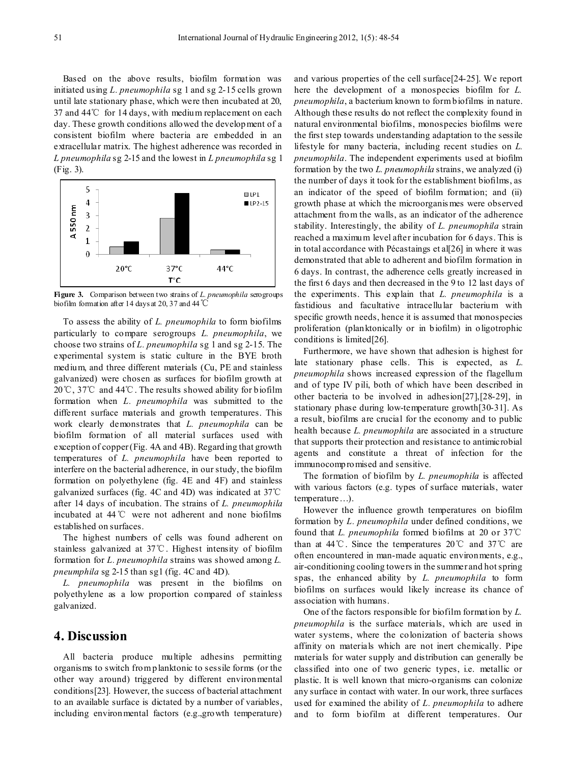Based on the above results, biofilm formation was initiated using *L. pneumophila* sg 1 and sg 2-15 cells grown until late stationary phase, which were then incubated at 20, 37 and 44℃ for 14 days, with medium replacement on each day. These growth conditions allowed the development of a consistent biofilm where bacteria are embedded in an extracellular matrix. The highest adherence was recorded in *L pneumophila* sg 2-15 and the lowest in *L pneumophila* sg 1 (Fig. 3).

**Figure 3.** Comparison between two strains of *L. pneumophila* serogroups biofilm formation after 14 days at 20, 37 and 44℃

To assess the ability of *L. pneumophila* to form biofilms particularly to compare serogroups *L. pneumophila*, we choose two strains of *L. pneumophila* sg 1 and sg 2-15. The experimental system is static culture in the BYE broth medium, and three different materials (Cu, PE and stainless galvanized) were chosen as surfaces for biofilm growth at 20℃, 37℃ and 44℃. The results showed ability for biofilm formation when *L. pneumophila* was submitted to the different surface materials and growth temperatures. This work clearly demonstrates that *L. pneumophila* can be biofilm formation of all material surfaces used with exception of copper (Fig. 4A and 4B). Regarding that growth temperatures of *L. pneumophila* have been reported to interfere on the bacterial adherence, in our study, the biofilm formation on polyethylene (fig. 4E and 4F) and stainless galvanized surfaces (fig. 4C and 4D) was indicated at 37℃ after 14 days of incubation. The strains of *L. pneumophila* incubated at 44℃ were not adherent and none biofilms established on surfaces.

The highest numbers of cells was found adherent on stainless galvanized at 37℃. Highest intensity of biofilm formation for *L. pneumophila* strains was showed among *L. pneumphila* sg 2-15 than sg1 (fig. 4C and 4D).

*L. pneumophila* was present in the biofilms on polyethylene as a low proportion compared of stainless galvanized.

# 4. Discussion

All bacteria produce multiple adhesins permitting organisms to switch from planktonic to sessile forms (or the other way around) triggered by different environmental conditions[23]. However, the success of bacterial attachment to an available surface is dictated by a number of variables, including environmental factors (e.g.,growth temperature) and various properties of the cell surface[24-25]. We report here the development of a monospecies biofilm for *L. pneumophila*, a bacterium known to form biofilms in nature. Although these results do not reflect the complexity found in natural environmental biofilms, monospecies biofilms were the first step towards understanding adaptation to the sessile lifestyle for many bacteria, including recent studies on *L. pneumophila*. The independent experiments used at biofilm formation by the two *L. pneumophila* strains, we analyzed (i) the number of days it took for the establishment biofilms, as an indicator of the speed of biofilm formation; and (ii) growth phase at which the microorganismes were observed attachment from the walls, as an indicator of the adherence stability. Interestingly, the ability of *L. pneumophila* strain reached a maximum level after incubation for 6 days. This is in total accordance with Pécastaings et al[26] in where it was demonstrated that able to adherent and biofilm formation in 6 days. In contrast, the adherence cells greatly increased in the first 6 days and then decreased in the 9 to 12 last days of the experiments. This explain that *L. pneumophila* is a fastidious and facultative intracellular bacterium with specific growth needs, hence it is assumed that monospecies proliferation (planktonically or in biofilm) in oligotrophic conditions is limited[26].

Furthermore, we have shown that adhesion is highest for late stationary phase cells. This is expected, as *L. pneumophila* shows increased expression of the flagellum and of type IV pili, both of which have been described in other bacteria to be involved in adhesion[27],[28-29], in stationary phase during low-temperature growth[30-31]. As a result, biofilms are crucial for the economy and to public health because *L. pneumophila* are associated in a structure that supports their protection and resistance to antimicrobial agents and constitute a threat of infection for the immunocompromised and sensitive.

The formation of biofilm by *L. pneumophila* is affected with various factors (e.g. types of surface materials, water temperature…).

However the influence growth temperatures on biofilm formation by *L. pneumophila* under defined conditions, we found that *L. pneumophila* formed biofilms at 20 or 37℃ than at 44℃. Since the temperatures 20℃ and 37℃ are often encountered in man-made aquatic environments, e.g., air-conditioning cooling towers in the summer and hot spring spas, the enhanced ability by *L. pneumophila* to form biofilms on surfaces would likely increase its chance of association with humans.

One of the factors responsible for biofilm formation by *L. pneumophila* is the surface materials, which are used in water systems, where the colonization of bacteria shows affinity on materials which are not inert chemically. Pipe materials for water supply and distribution can generally be classified into one of two generic types, i.e. metallic or plastic. It is well known that micro-organisms can colonize any surface in contact with water. In our work, three surfaces used for examined the ability of *L. pneumophila* to adhere and to form biofilm at different temperatures. Our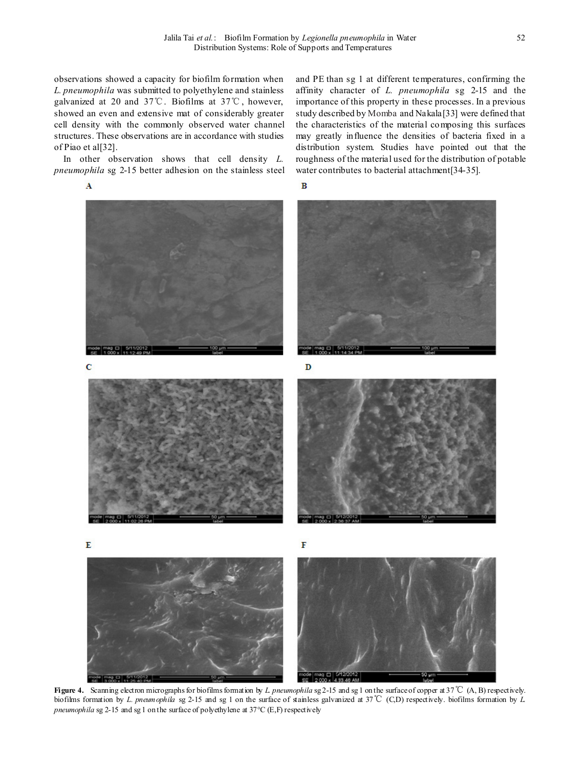observations showed a capacity for biofilm formation when *L. pneumophila* was submitted to polyethylene and stainless galvanized at 20 and 37℃. Biofilms at 37℃, however, showed an even and extensive mat of considerably greater cell density with the commonly observed water channel structures. These observations are in accordance with studies of Piao et al[32].

In other observation shows that cell density *L. pneumophila* sg 2-15 better adhesion on the stainless steel and PE than sg 1 at different temperatures, confirming the affinity character of *L. pneumophila* sg 2-15 and the importance of this property in these processes. In a previous study described by Momba and Nakala[33] were defined that the characteristics of the material composing this surfaces may greatly influence the densities of bacteria fixed in a distribution system. Studies have pointed out that the roughness of the material used for the distribution of potable water contributes to bacterial attachment[34-35].

**Figure 4.** Scanning electron micrographs for biofilms formation by *L. pneumophila* sg 2-15 and sg 1 on the surface of copper at 37℃ (A, B) respectively. biofilms formation by *L. pneumophila* sg 2-15 and sg 1 on the surface of stainless galvanized at 37℃ (C,D) respectively. biofilms formation by *L. pneumophila* sg 2-15 and sg 1 on the surface of polyethylene at 37°C (E,F) respectively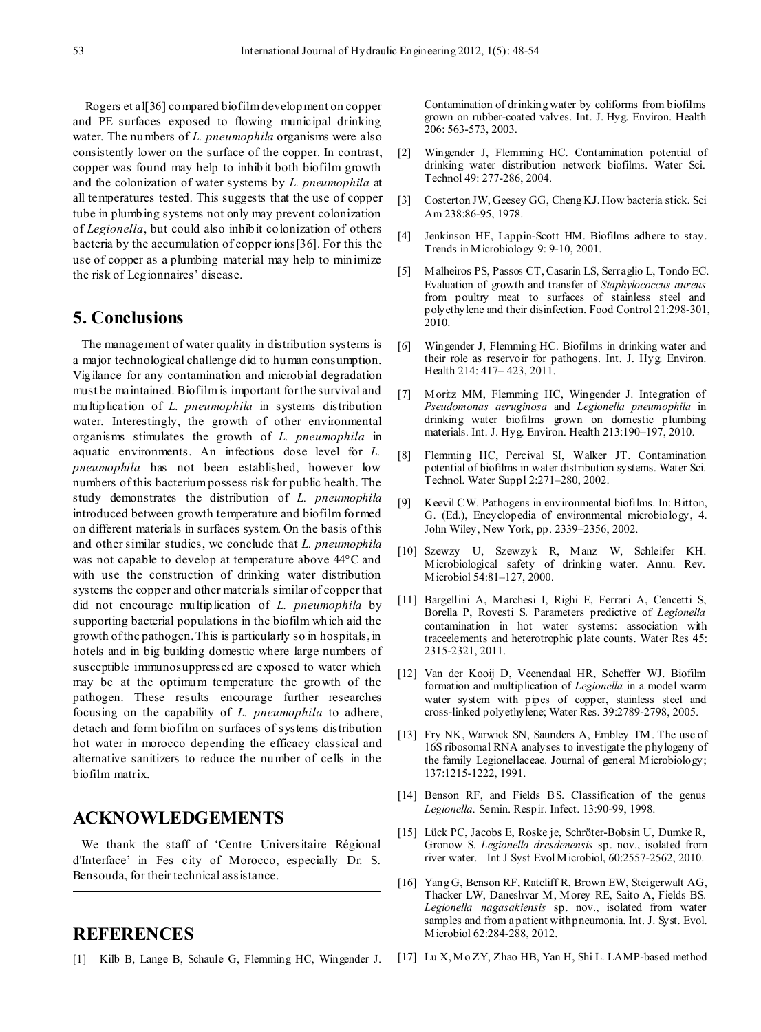Rogers et al[36] compared biofilm development on copper and PE surfaces exposed to flowing municipal drinking water. The numbers of *L. pneumophila* organisms were also consistently lower on the surface of the copper. In contrast, copper was found may help to inhibit both biofilm growth and the colonization of water systems by *L. pneumophila* at all temperatures tested. This suggests that the use of copper tube in plumbing systems not only may prevent colonization of *Legionella*, but could also inhibit colonization of others bacteria by the accumulation of copper ions[36]. For this the use of copper as a plumbing material may help to minimize the risk of Legionnaires' disease.

## 5. Conclusions

The management of water quality in distribution systems is a major technological challenge did to human consumption. Vigilance for any contamination and microbial degradation must be maintained. Biofilm is important for the survival and multiplication of *L. pneumophila* in systems distribution water. Interestingly, the growth of other environmental organisms stimulates the growth of *L. pneumophila* in aquatic environments. An infectious dose level for *L. pneumophila* has not been established, however low numbers of this bacterium possess risk for public health. The study demonstrates the distribution of *L. pneumophila* introduced between growth temperature and biofilm formed on different materials in surfaces system. On the basis of this and other similar studies, we conclude that *L. pneumophila* was not capable to develop at temperature above 44°C and with use the construction of drinking water distribution systems the copper and other materials similar of copper that did not encourage multiplication of *L. pneumophila* by supporting bacterial populations in the biofilm which aid the growth of the pathogen. This is particularly so in hospitals, in hotels and in big building domestic where large numbers of susceptible immunosuppressed are exposed to water which may be at the optimum temperature the growth of the pathogen. These results encourage further researches focusing on the capability of *L. pneumophila* to adhere, detach and form biofilm on surfaces of systems distribution hot water in morocco depending the efficacy classical and alternative sanitizers to reduce the number of cells in the biofilm matrix.

## ACKNOWLEDGEMENTS

We thank the staff of 'Centre Universitaire Régional d'Interface' in Fes city of Morocco, especially Dr. S. Bensouda, for their technical assistance.

## REFERENCES

[1] Kilb B, Lange B, Schaule G, Flemming HC, Wingender J. Contamination of drinking water by coliforms from biofilms grown on rubber-coated valves. Int. J. Hyg. Environ. Health 206: 563-573, 2003.

[2] Wingender J, Flemming HC. Contamination potential of drinking water distribution network biofilms. Water Sci. Technol 49: 277-286, 2004.

[3] Costerton JW, Geesey GG, Cheng KJ. How bacteria stick. Sci Am 238:86-95, 1978.

[4] Jenkinson HF, Lappin-Scott HM. Biofilms adhere to stay. Trends in Microbiology 9: 9-10, 2001.

[5] Malheiros PS, Passos CT, Casarin LS, Serraglio L, Tondo EC. Evaluation of growth and transfer of *Staphylococcus aureus* from poultry meat to surfaces of stainless steel and polyethylene and their disinfection. Food Control 21:298-301, 2010.

[6] Wingender J, Flemming HC. Biofilms in drinking water and their role as reservoir for pathogens. Int. J. Hyg. Environ. Health 214: 417– 423, 2011.

[7] Moritz MM, Flemming HC, Wingender J. Integration of *Pseudomonas aeruginosa* and *Legionella pneumophila* in drinking water biofilms grown on domestic plumbing materials. Int. J. Hyg. Environ. Health 213:190–197, 2010.

[8] Flemming HC, Percival SI, Walker JT. Contamination potential of biofilms in water distribution systems. Water Sci. Technol. Water Suppl 2:271–280, 2002.

[9] Keevil CW. Pathogens in environmental biofilms. In: Bitton, G. (Ed.), Encyclopedia of environmental microbiology, 4. John Wiley, New York, pp. 2339–2356, 2002.

[10] Szewzy U, Szewzyk R, Manz W, Schleifer KH. Microbiological safety of drinking water. Annu. Rev. Microbiol 54:81–127, 2000.

[11] Bargellini A, Marchesi I, Righi E, Ferrari A, Cencetti S, Borella P, Rovesti S. Parameters predictive of *Legionella* contamination in hot water systems: association with traceelements and heterotrophic plate counts. Water Res 45: 2315-2321, 2011.

[12] Van der Kooij D, Veenendaal HR, Scheffer WJ. Biofilm formation and multiplication of *Legionella* in a model warm water system with pipes of copper, stainless steel and cross-linked polyethylene; Water Res. 39:2789-2798, 2005.

[13] Fry NK, Warwick SN, Saunders A, Embley TM. The use of 16S ribosomal RNA analyses to investigate the phylogeny of the family Legionellaceae. Journal of general Microbiology; 137:1215-1222, 1991.

[14] Benson RF, and Fields BS. Classification of the genus *Legionella*. Semin. Respir. Infect. 13:90-99, 1998.

[15] Lück PC, Jacobs E, Roske je, Schröter-Bobsin U, Dumke R, Gronow S. *Legionella dresdenensis* sp. nov., isolated from river water. Int J Syst Evol Microbiol, 60:2557-2562, 2010.

[16] Yang G, Benson RF, Ratcliff R, Brown EW, Steigerwalt AG, Thacker LW, Daneshvar M, Morey RE, Saito A, Fields BS. *Legionella nagasakiensis* sp. nov., isolated from water samples and from a patient with pneumonia. Int. J. Syst. Evol. Microbiol 62:284-288, 2012.

[17] Lu X, Mo ZY, Zhao HB, Yan H, Shi L. LAMP-based method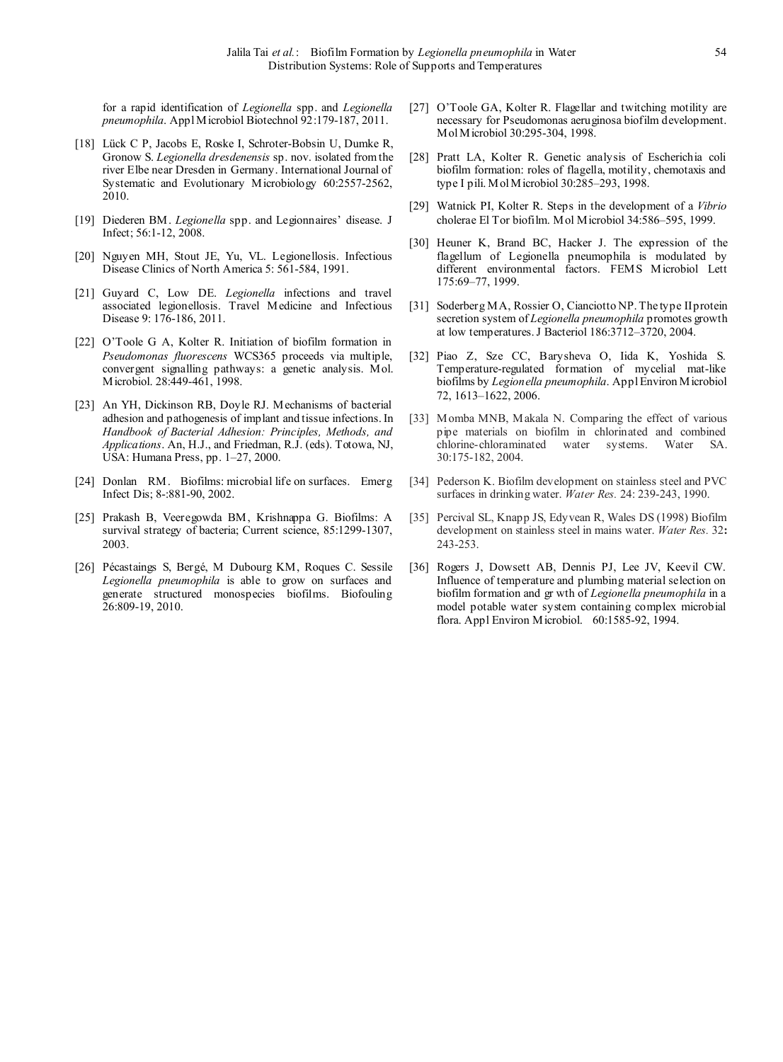for a rapid identification of *Legionella* spp. and *Legionella pneumophila*. Appl Microbiol Biotechnol 92:179-187, 2011.

[18] Lück C P, Jacobs E, Roske I, Schroter-Bobsin U, Dumke R, Gronow S. *Legionella dresdenensis* sp. nov. isolated from the river Elbe near Dresden in Germany. International Journal of Systematic and Evolutionary Microbiology 60:2557-2562, 2010.

[19] Diederen BM. *Legionella* spp. and Legionnaires' disease. J Infect; 56:1-12, 2008.

[20] Nguyen MH, Stout JE, Yu, VL. Legionellosis. Infectious Disease Clinics of North America 5: 561-584, 1991.

[21] Guyard C, Low DE. *Legionella* infections and travel associated legionellosis. Travel Medicine and Infectious Disease 9: 176-186, 2011.

[22] O'Toole G A, Kolter R. Initiation of biofilm formation in *Pseudomonas fluorescens* WCS365 proceeds via multiple, convergent signalling pathways: a genetic analysis. Mol. Microbiol. 28:449-461, 1998.

[23] An YH, Dickinson RB, Doyle RJ. Mechanisms of bacterial adhesion and pathogenesis of implant and tissue infections. In *Handbook of Bacterial Adhesion: Principles, Methods, and Applications*. An, H.J., and Friedman, R.J. (eds). Totowa, NJ, USA: Humana Press, pp. 1–27, 2000.

[24] Donlan RM. Biofilms: microbial life on surfaces. Emerg Infect Dis; 8-:881-90, 2002.

[25] Prakash B, Veeregowda BM, Krishnappa G. Biofilms: A survival strategy of bacteria; Current science, 85:1299-1307, 2003.

[26] Pécastaings S, Bergé, M Dubourg KM, Roques C. Sessile *Legionella pneumophila* is able to grow on surfaces and generate structured monospecies biofilms. Biofouling 26:809-19, 2010.

[27] O'Toole GA, Kolter R. Flagellar and twitching motility are necessary for Pseudomonas aeruginosa biofilm development. Mol Microbiol 30:295-304, 1998.

[28] Pratt LA, Kolter R. Genetic analysis of Escherichia coli biofilm formation: roles of flagella, motility, chemotaxis and type I pili. Mol Microbiol 30:285–293, 1998.

[29] Watnick PI, Kolter R. Steps in the development of a *Vibrio* cholerae El Tor biofilm. Mol Microbiol 34:586–595, 1999.

[30] Heuner K, Brand BC, Hacker J. The expression of the flagellum of Legionella pneumophila is modulated by different environmental factors. FEMS Microbiol Lett 175:69–77, 1999.

[31] Soderberg MA, Rossier O, Cianciotto NP. The type II protein secretion system of *Legionella pneumophila* promotes growth at low temperatures. J Bacteriol 186:3712–3720, 2004.

[32] Piao Z, Sze CC, Barysheva O, Iida K, Yoshida S. Temperature-regulated formation of mycelial mat-like biofilms by *Legionella pneumophila*. Appl Environ Microbiol 72, 1613–1622, 2006.

[33] Momba MNB, Makala N. Comparing the effect of various pipe materials on biofilm in chlorinated and combined chlorine-chloraminated water systems. Water SA. 30:175-182, 2004.

[34] Pederson K. Biofilm development on stainless steel and PVC surfaces in drinking water. *Water Res.* 24: 239-243, 1990.

[35] Percival SL, Knapp JS, Edyvean R, Wales DS (1998) Biofilm development on stainless steel in mains water. *Water Res.* 32**:** 243-253.

[36] Rogers J, Dowsett AB, Dennis PJ, Lee JV, Keevil CW. Influence of temperature and plumbing material selection on biofilm formation and gr wth of *Legionella pneumophila* in a model potable water system containing complex microbial flora. Appl Environ Microbiol. 60:1585-92, 1994.